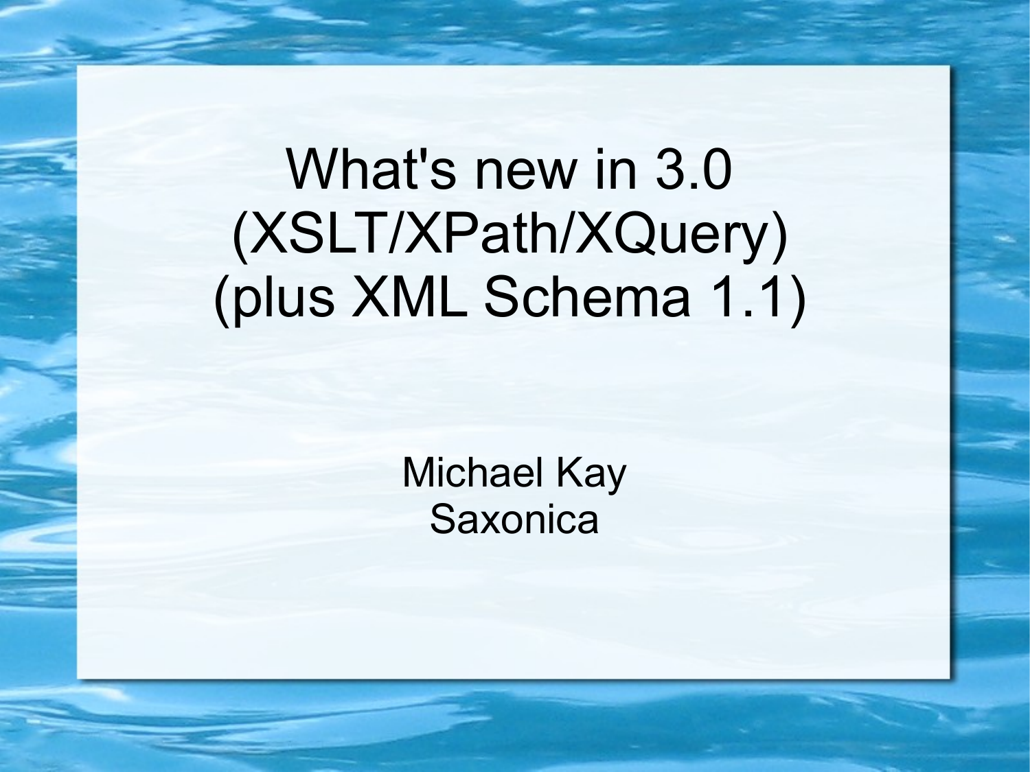# What's new in 3.0 (XSLT/XPath/XQuery) (plus XML Schema 1.1)

Michael Kay
Saxonica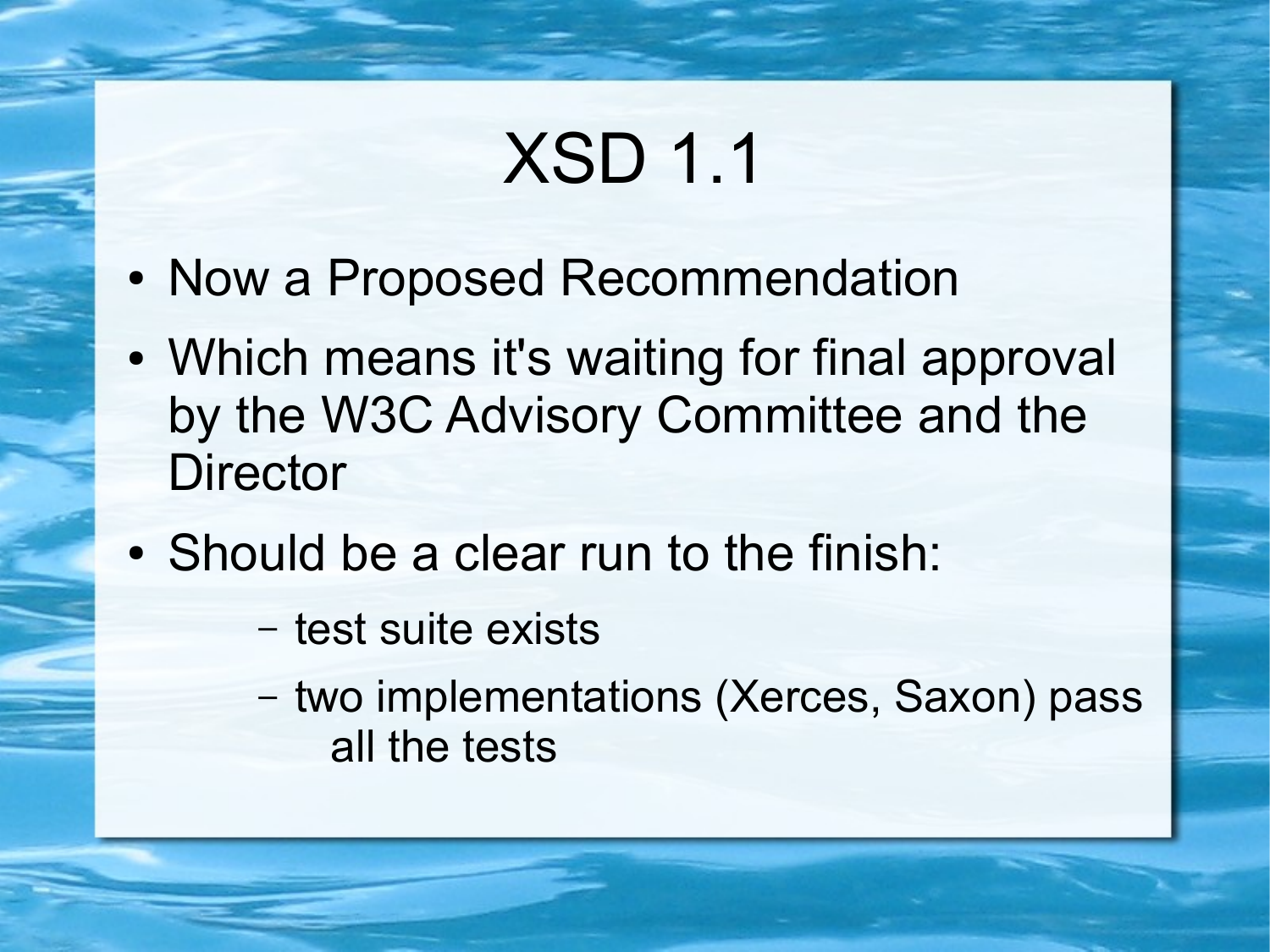# XSD 1.1

- Now a Proposed Recommendation
- Which means it's waiting for final approval by the W3C Advisory Committee and the Director
- Should be a clear run to the finish:
  - test suite exists
  - two implementations (Xerces, Saxon) pass all the tests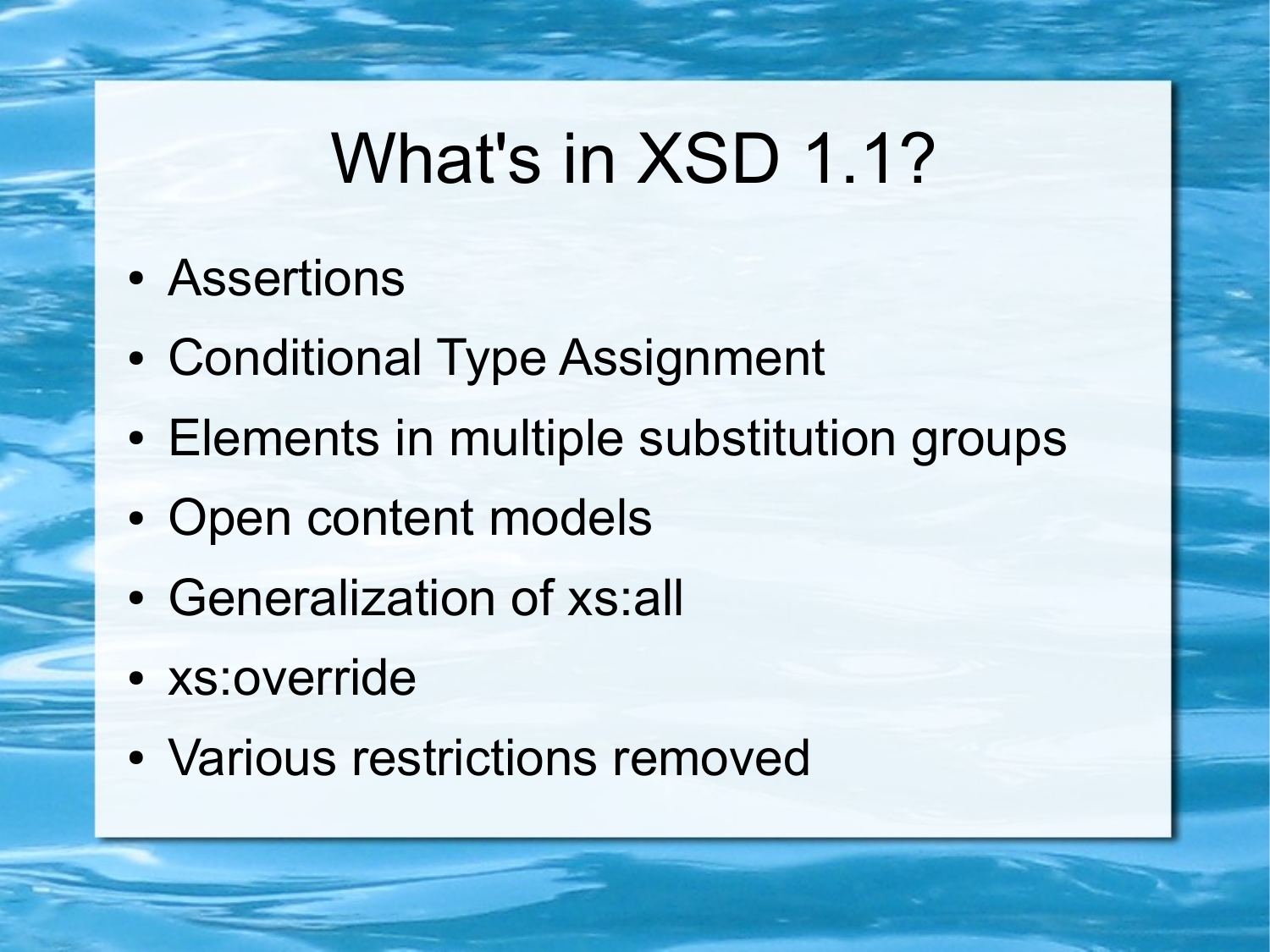# What's in XSD 1.1?

- Assertions
- Conditional Type Assignment
- Elements in multiple substitution groups
- Open content models
- Generalization of xs:all
- xs:override
- Various restrictions removed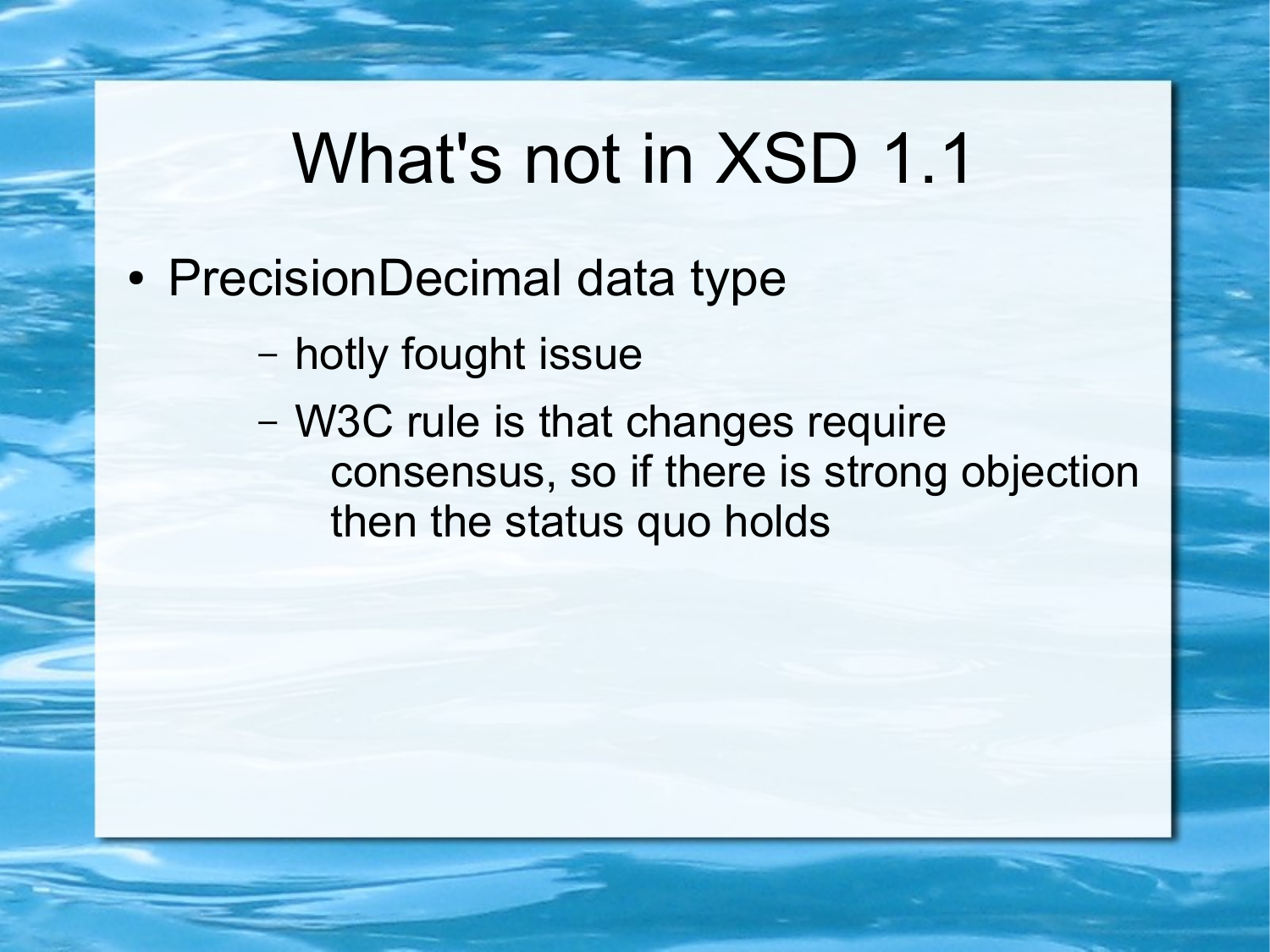# What's not in XSD 1.1

- PrecisionDecimal data type
  - hotly fought issue
  - W3C rule is that changes require consensus, so if there is strong objection then the status quo holds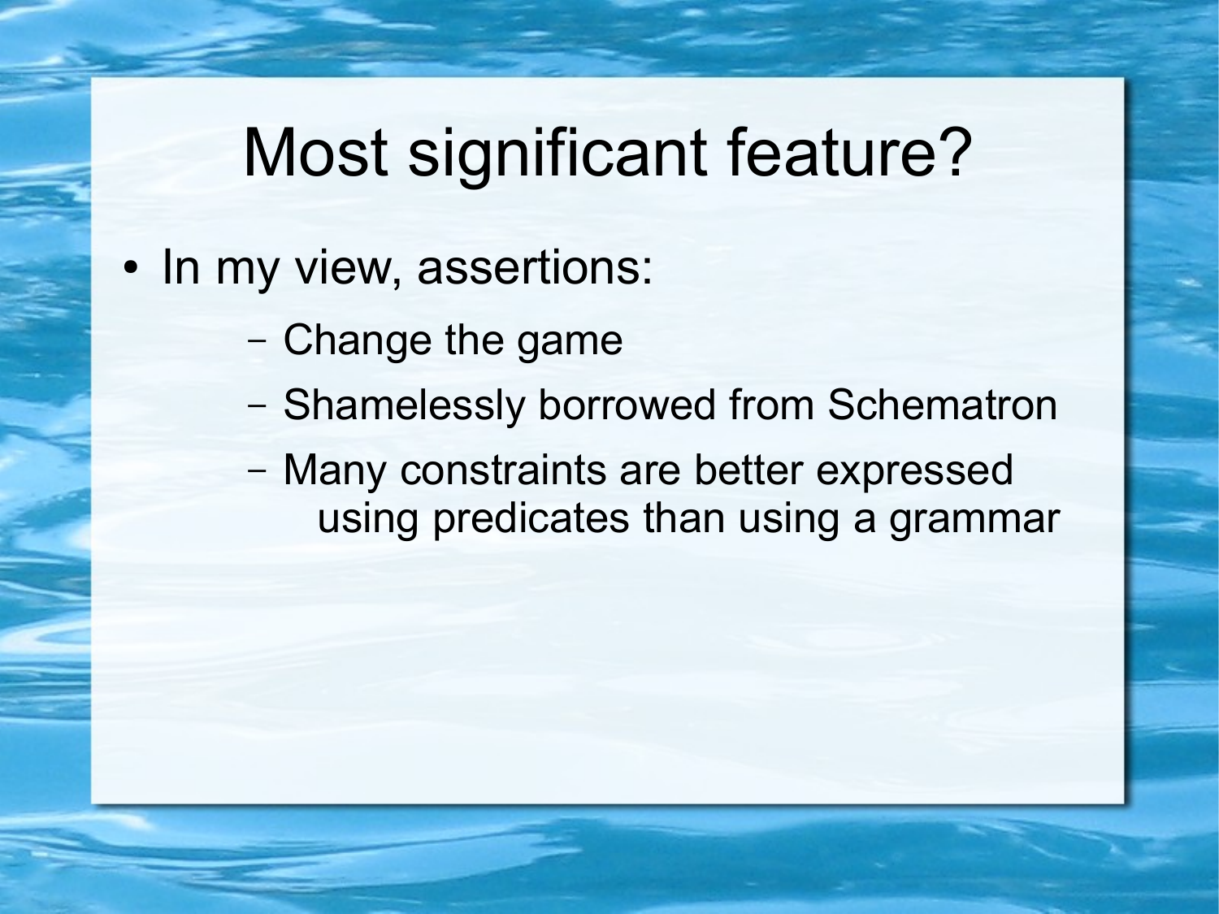# Most significant feature?

- In my view, assertions:
  - Change the game
  - Shamelessly borrowed from Schematron
  - Many constraints are better expressed using predicates than using a grammar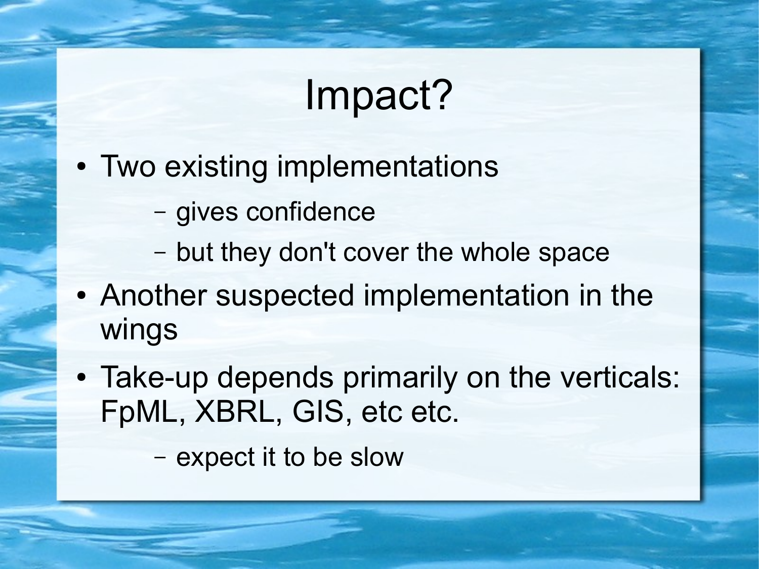# Impact?

- Two existing implementations
  - gives confidence
  - but they don't cover the whole space
- Another suspected implementation in the wings
- Take-up depends primarily on the verticals: FpML, XBRL, GIS, etc etc.
  - expect it to be slow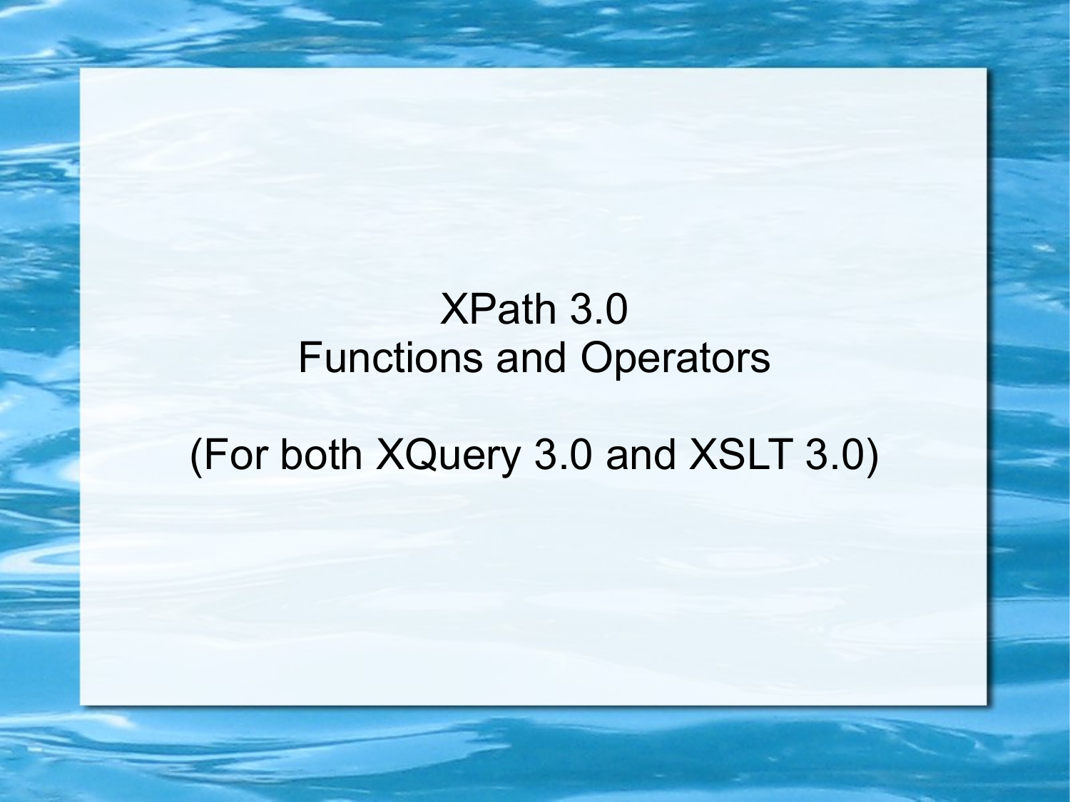# XPath 3.0
# Functions and Operators

(For both XQuery 3.0 and XSLT 3.0)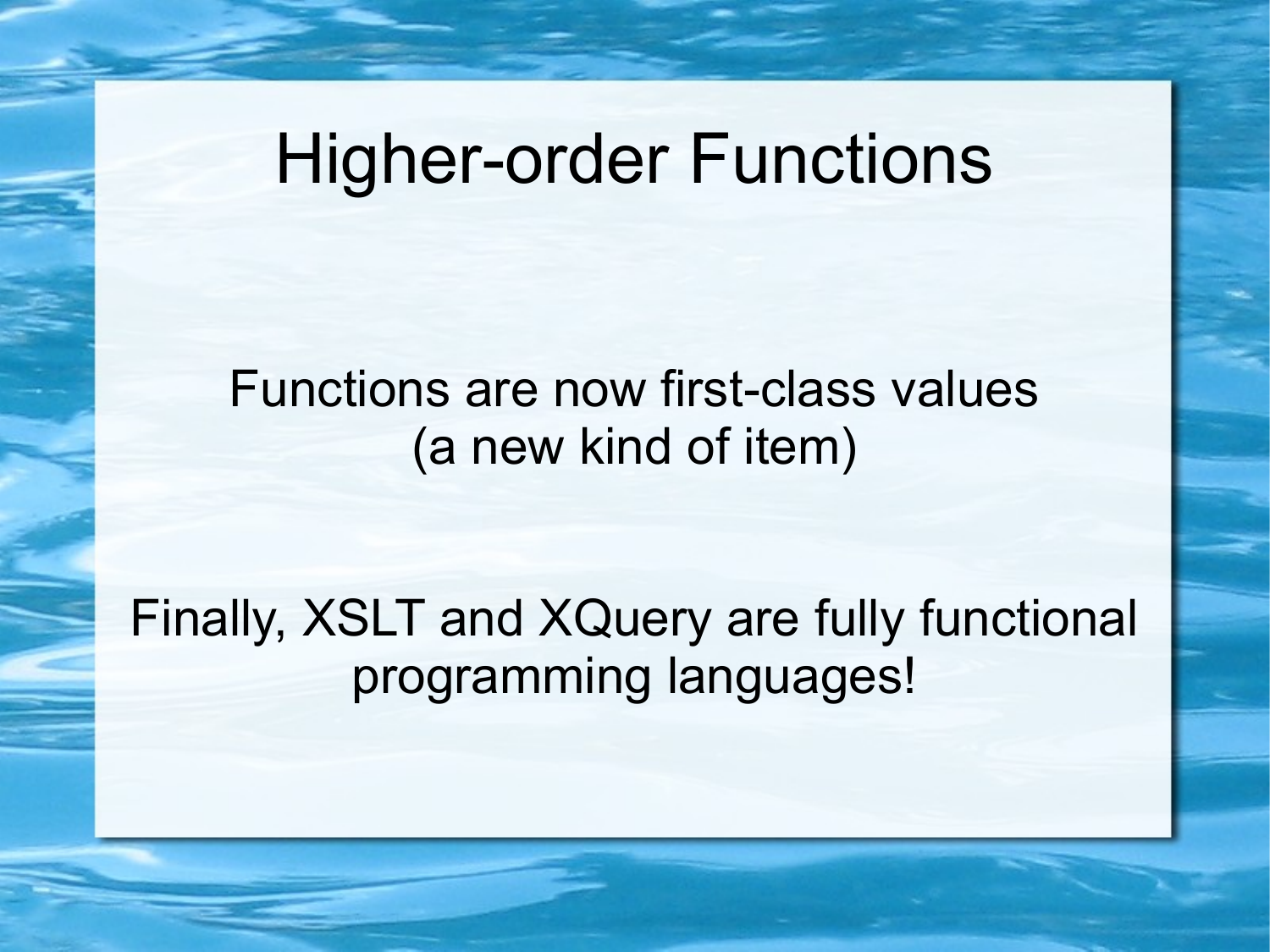# Higher-order Functions

Functions are now first-class values
(a new kind of item)

Finally, XSLT and XQuery are fully functional programming languages!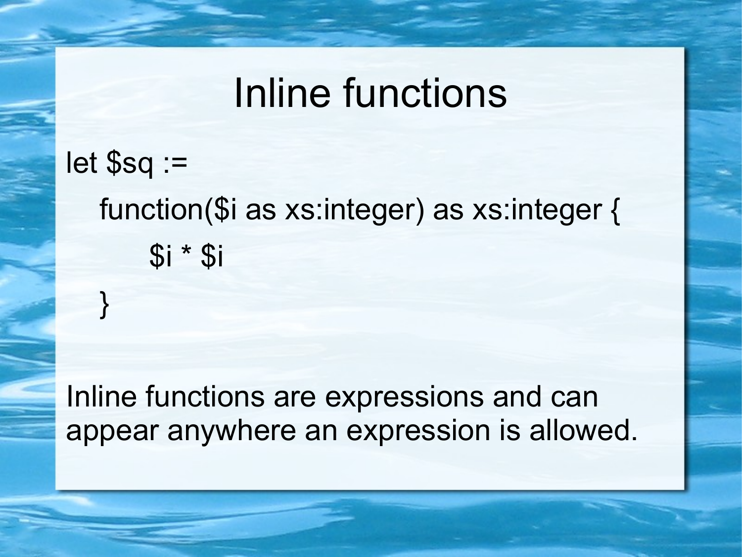# Inline functions

```
let $sq :=
   function($i as xs:integer) as xs:integer {
      $i * $i
   }
```

Inline functions are expressions and can appear anywhere an expression is allowed.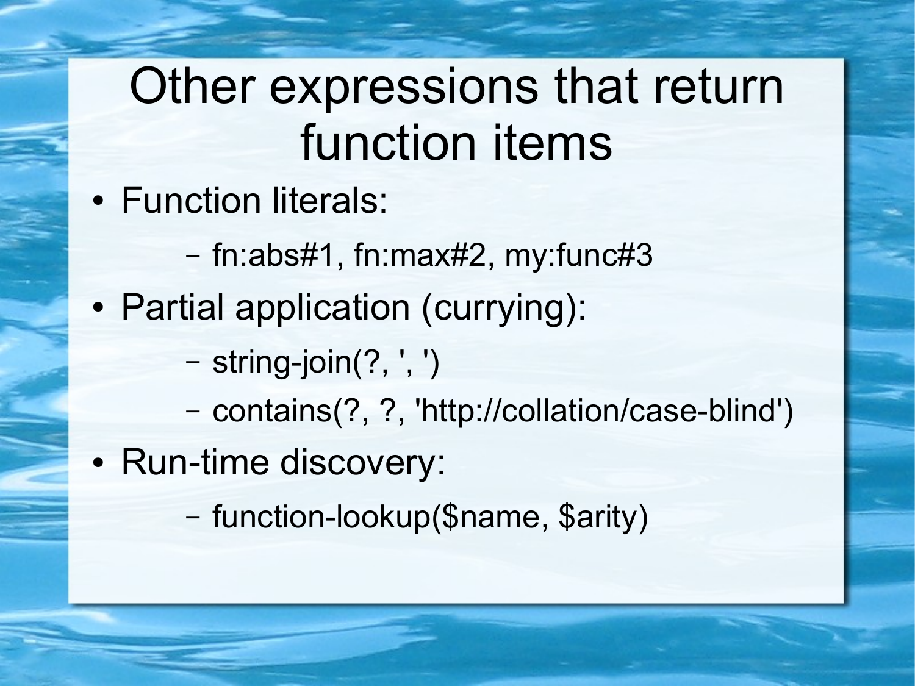# Other expressions that return function items

- Function literals:
  - fn:abs#1, fn:max#2, my:func#3
- Partial application (currying):
  - string-join(?, ', ')
  - contains(?, ?, 'http://collation/case-blind')
- Run-time discovery:
  - function-lookup($name, $arity)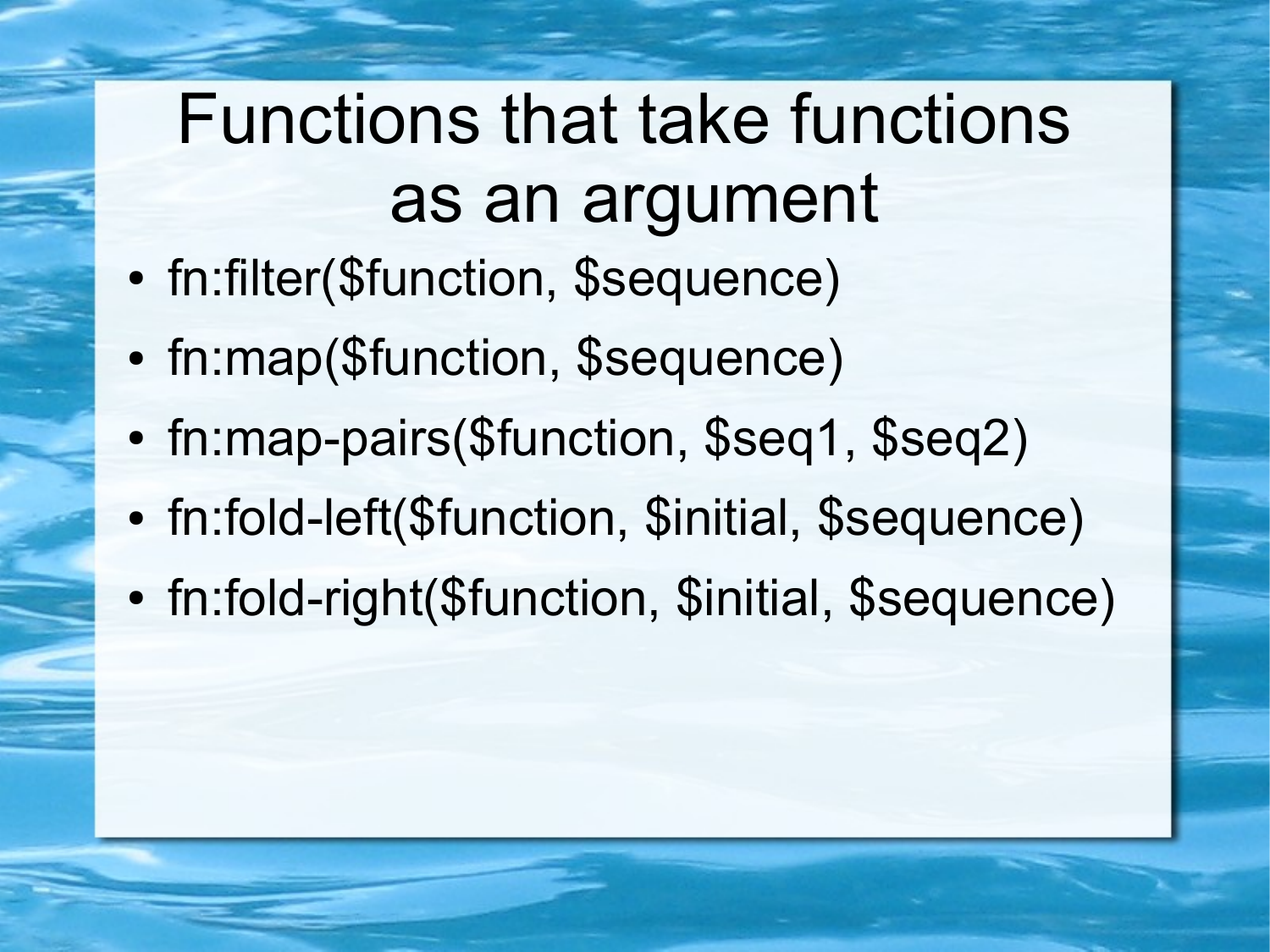# Functions that take functions as an argument

- fn:filter($function, $sequence)
- fn:map($function, $sequence)
- fn:map-pairs($function, $seq1, $seq2)
- fn:fold-left($function, $initial, $sequence)
- fn:fold-right($function, $initial, $sequence)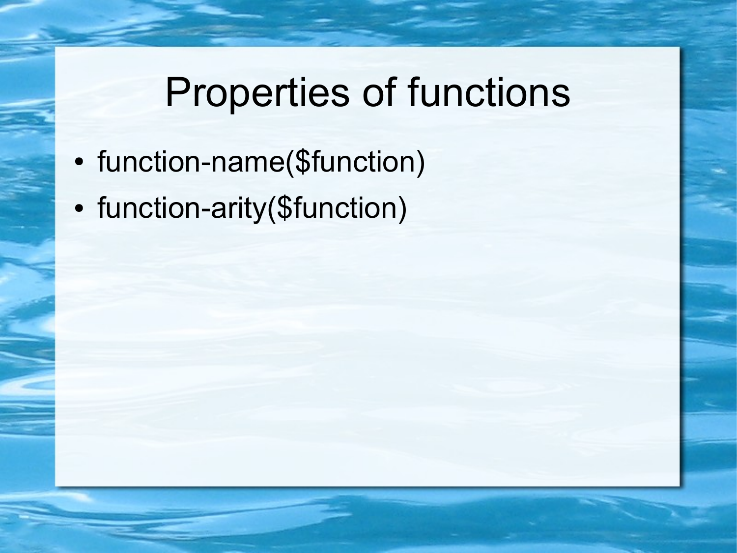# Properties of functions

- function-name($function)
- function-arity($function)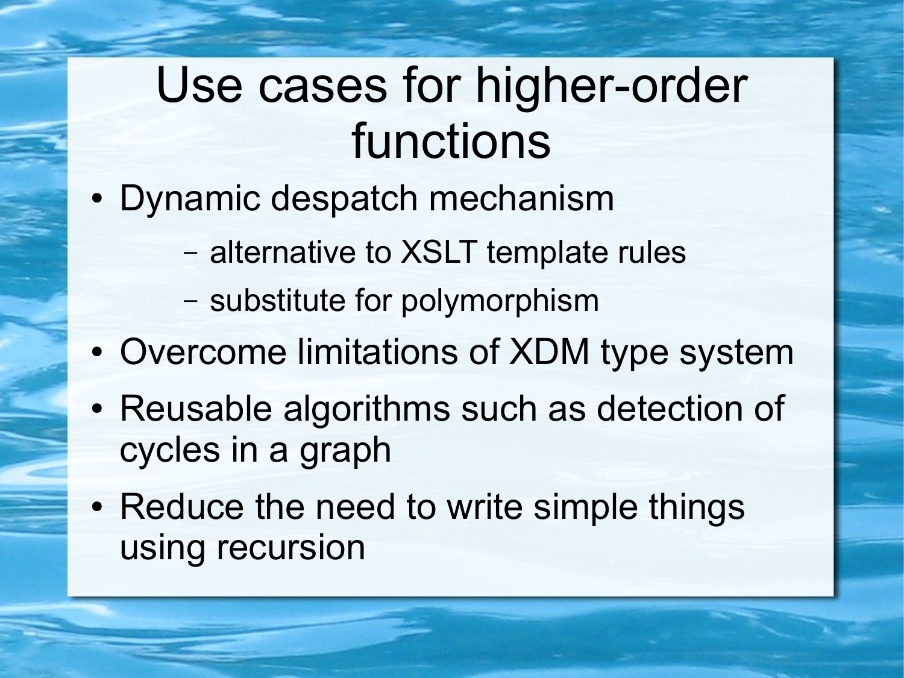# Use cases for higher-order functions

- Dynamic despatch mechanism
  - alternative to XSLT template rules
  - substitute for polymorphism
- Overcome limitations of XDM type system
- Reusable algorithms such as detection of cycles in a graph
- Reduce the need to write simple things using recursion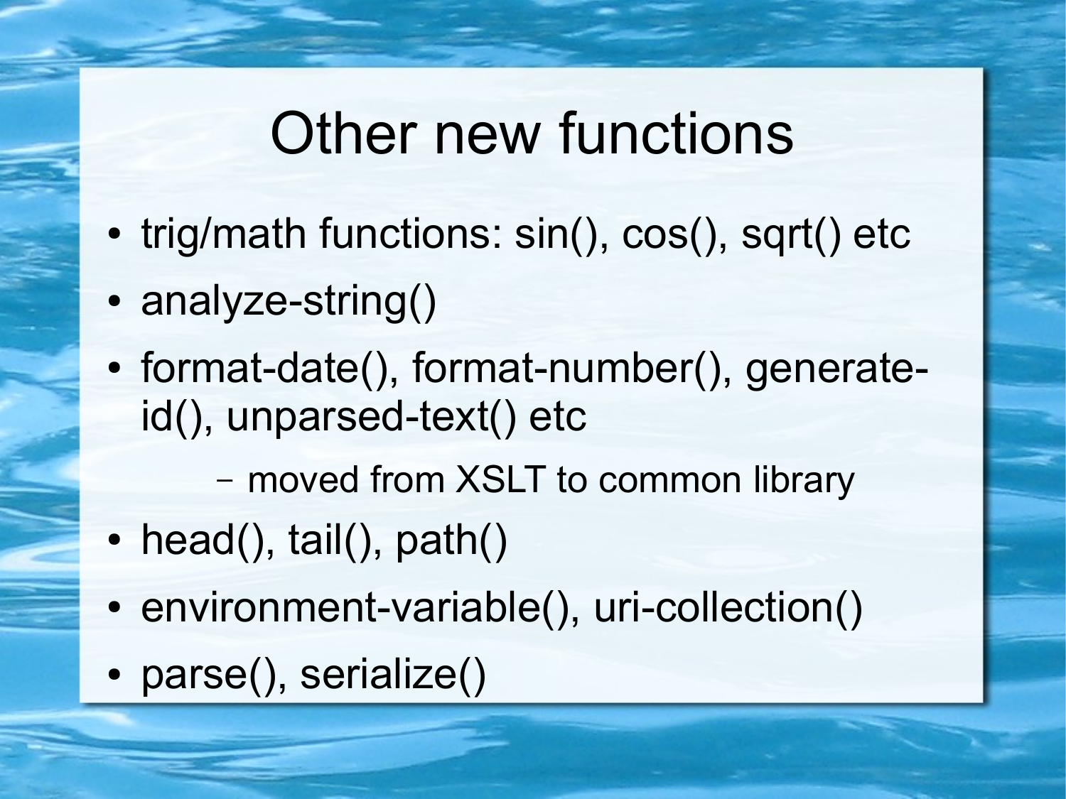# Other new functions

- trig/math functions: sin(), cos(), sqrt() etc
- analyze-string()
- format-date(), format-number(), generate-id(), unparsed-text() etc
  - moved from XSLT to common library
- head(), tail(), path()
- environment-variable(), uri-collection()
- parse(), serialize()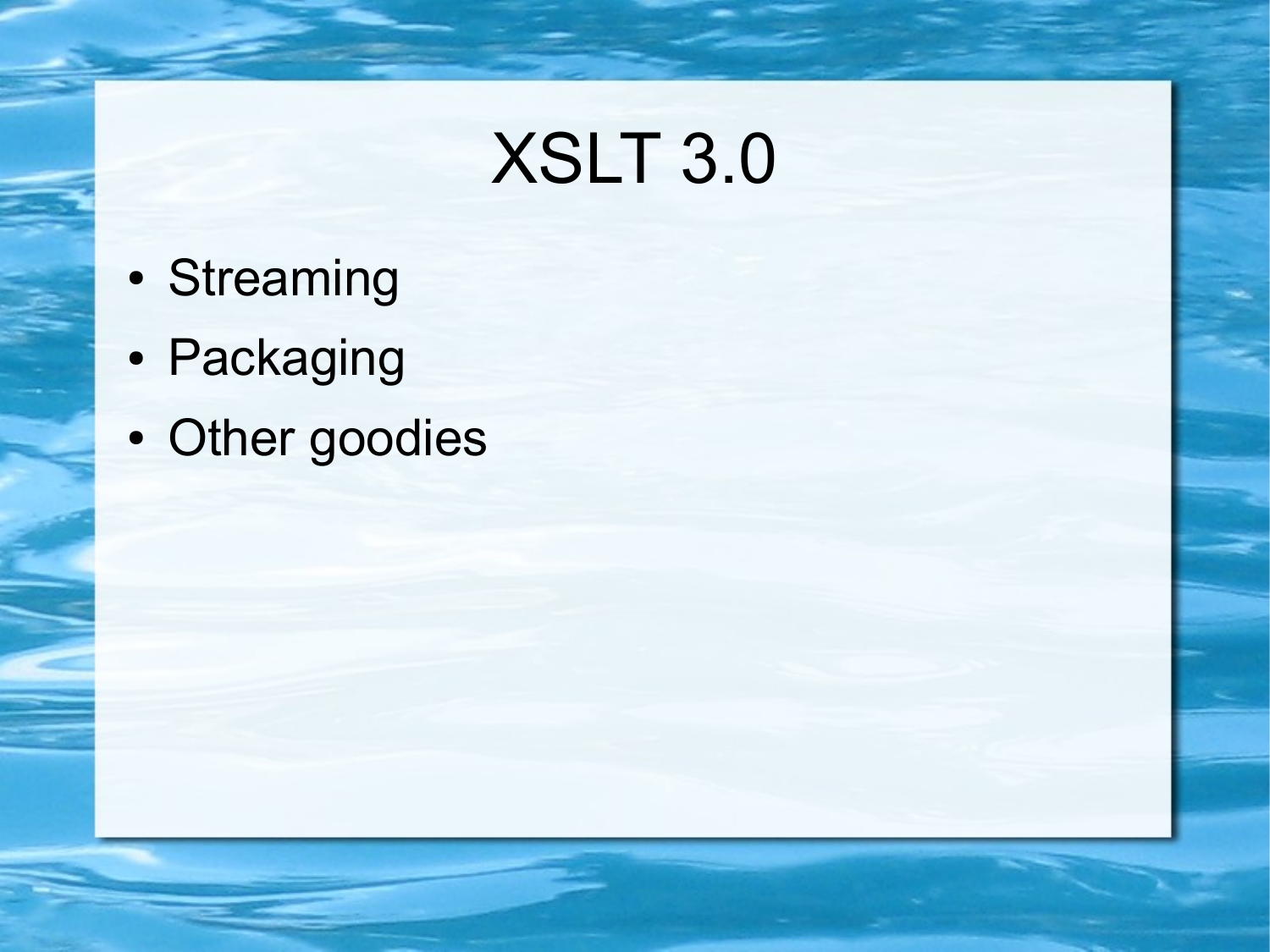# XSLT 3.0

- Streaming
- Packaging
- Other goodies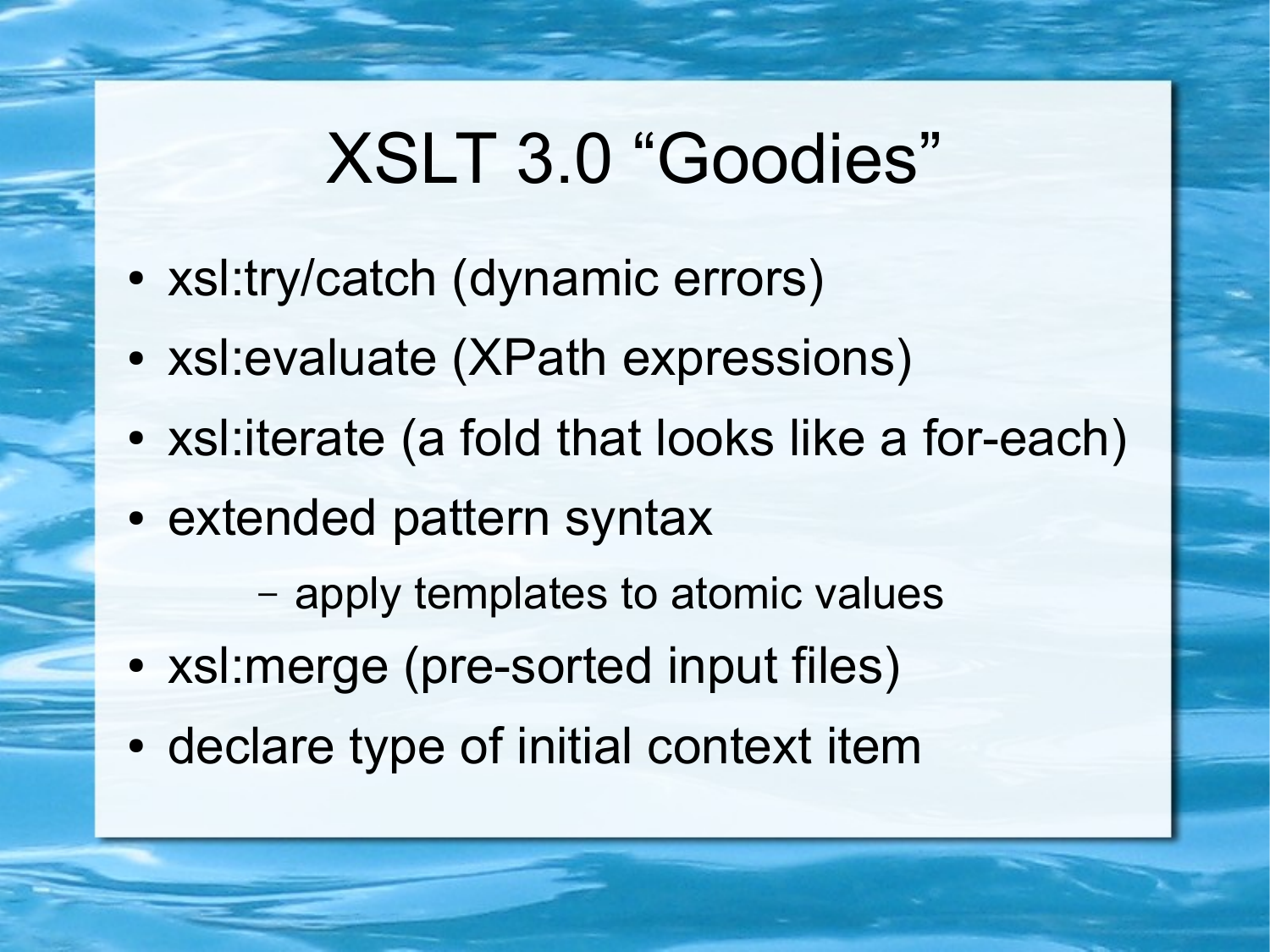# XSLT 3.0 “Goodies”

- xsl:try/catch (dynamic errors)
- xsl:evaluate (XPath expressions)
- xsl:iterate (a fold that looks like a for-each)
- extended pattern syntax
  - apply templates to atomic values
- xsl:merge (pre-sorted input files)
- declare type of initial context item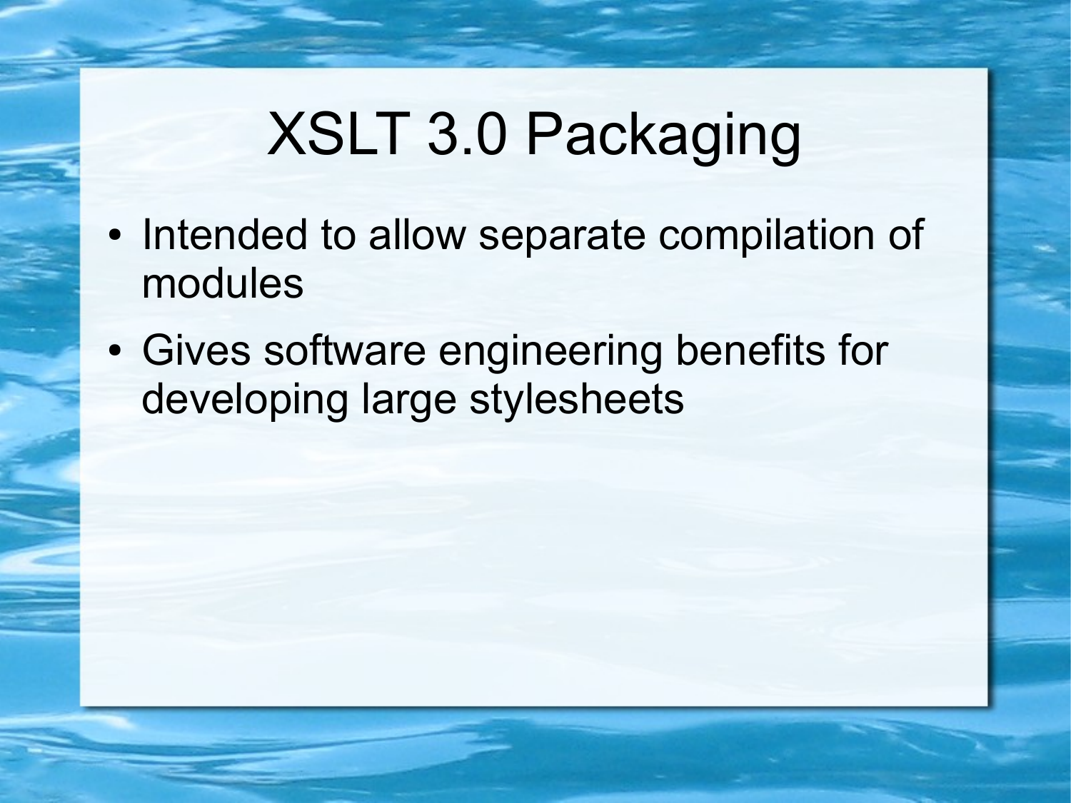# XSLT 3.0 Packaging

- Intended to allow separate compilation of modules
- Gives software engineering benefits for developing large stylesheets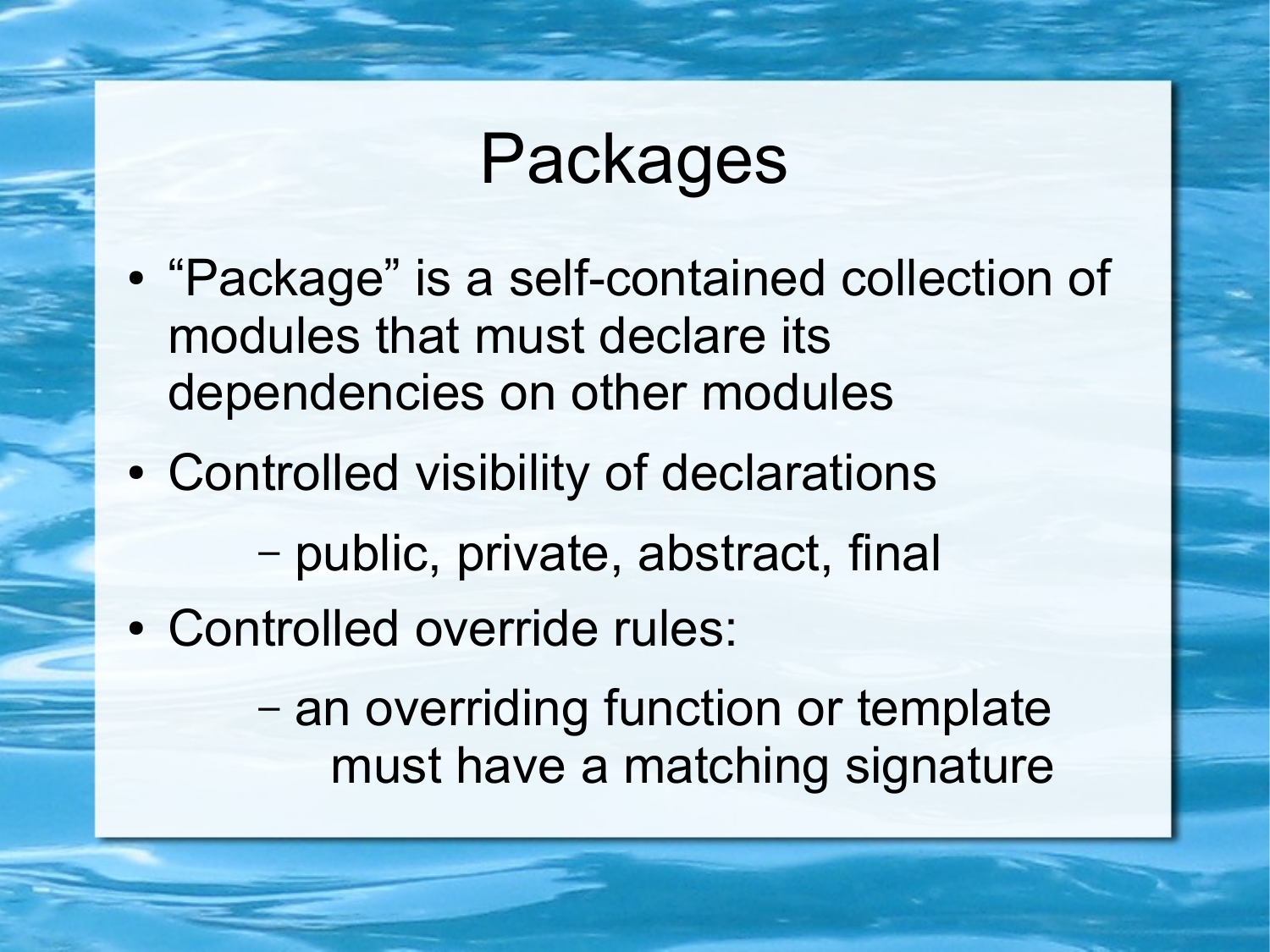# Packages

- “Package” is a self-contained collection of modules that must declare its dependencies on other modules
- Controlled visibility of declarations
  - public, private, abstract, final
- Controlled override rules:
  - an overriding function or template must have a matching signature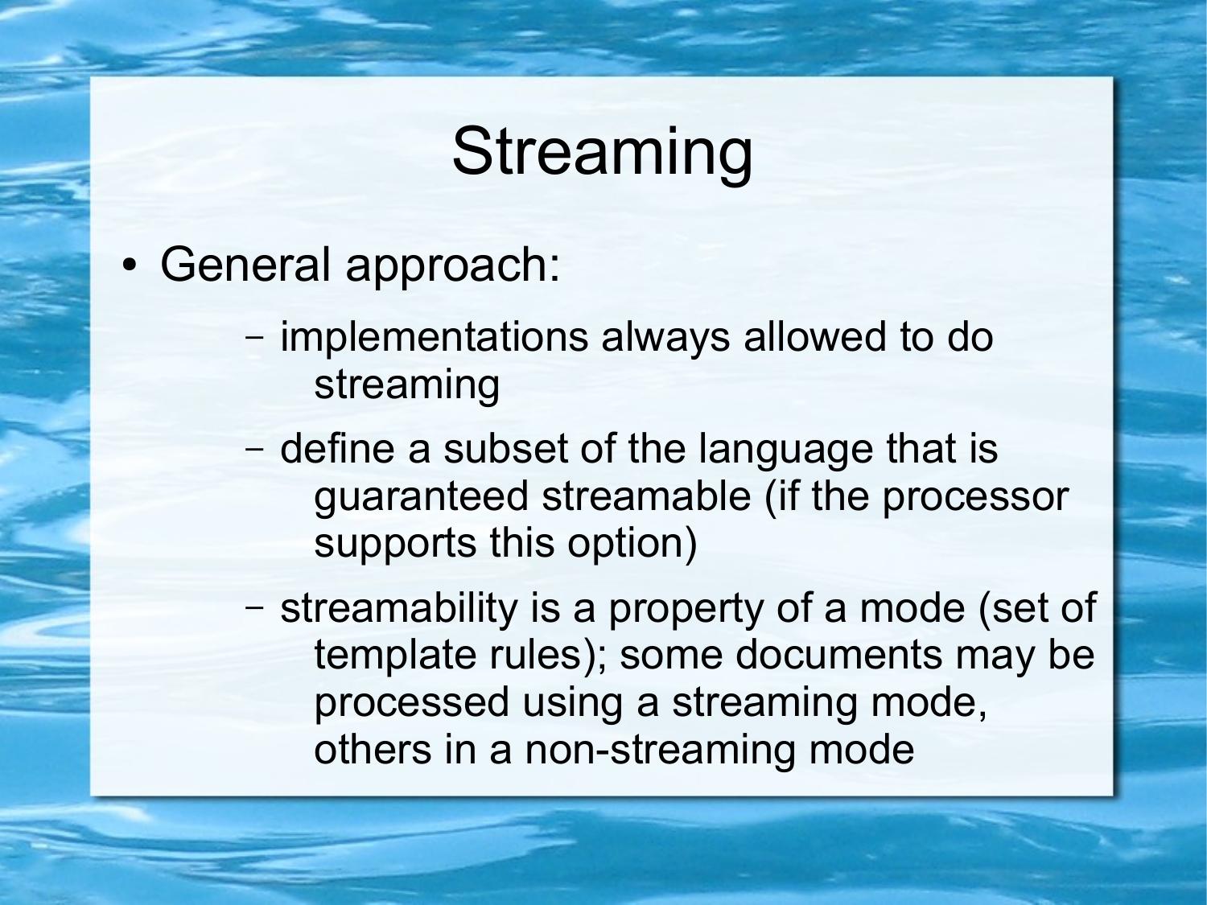# Streaming

- General approach:
  - implementations always allowed to do streaming
  - define a subset of the language that is guaranteed streamable (if the processor supports this option)
  - streamability is a property of a mode (set of template rules); some documents may be processed using a streaming mode, others in a non-streaming mode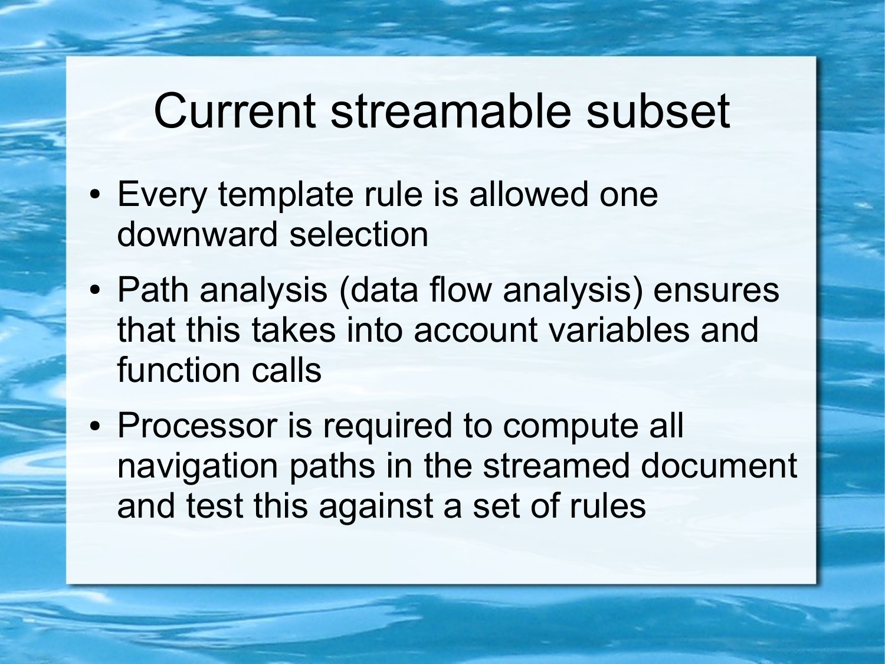# Current streamable subset

- Every template rule is allowed one downward selection
- Path analysis (data flow analysis) ensures that this takes into account variables and function calls
- Processor is required to compute all navigation paths in the streamed document and test this against a set of rules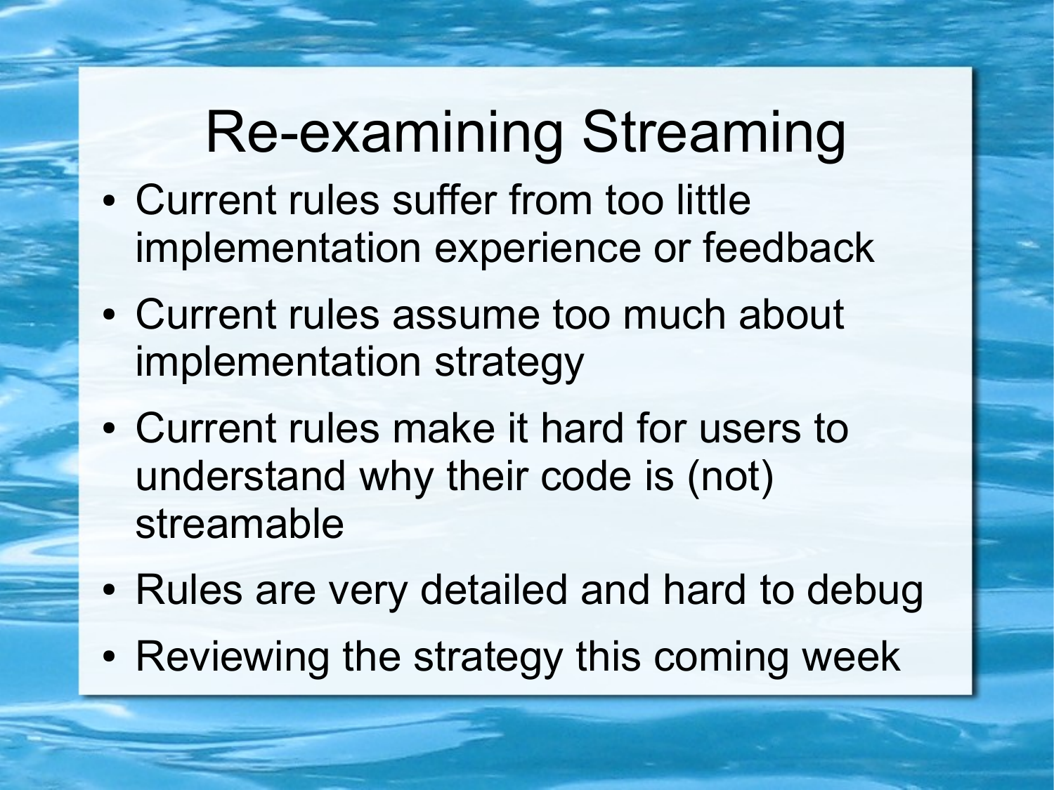# Re-examining Streaming

- Current rules suffer from too little implementation experience or feedback
- Current rules assume too much about implementation strategy
- Current rules make it hard for users to understand why their code is (not) streamable
- Rules are very detailed and hard to debug
- Reviewing the strategy this coming week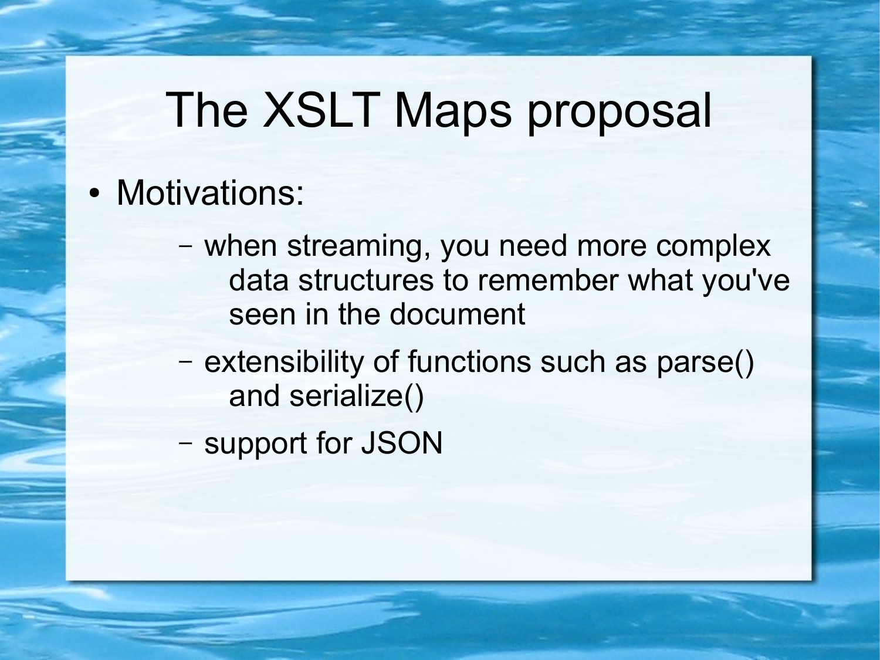# The XSLT Maps proposal

- Motivations:
  - when streaming, you need more complex data structures to remember what you've seen in the document
  - extensibility of functions such as parse() and serialize()
  - support for JSON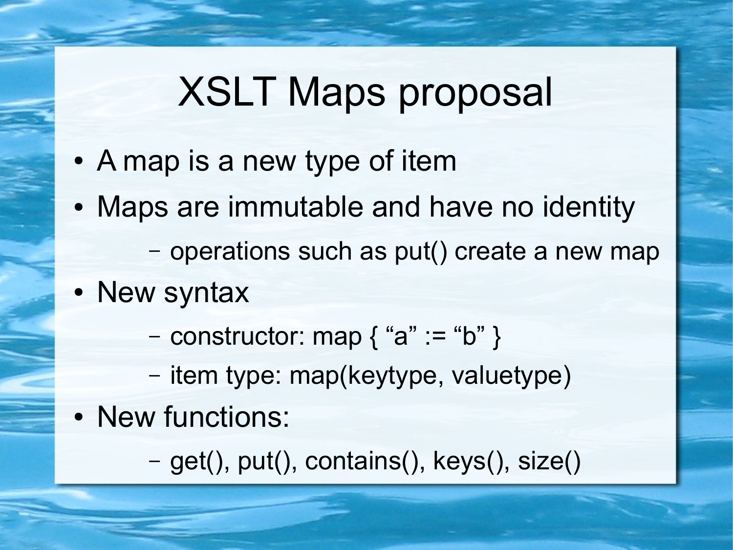# XSLT Maps proposal

- A map is a new type of item
- Maps are immutable and have no identity
  - operations such as put() create a new map
- New syntax
  - constructor: map { “a” := “b” }
  - item type: map(keytype, valuetype)
- New functions:
  - get(), put(), contains(), keys(), size()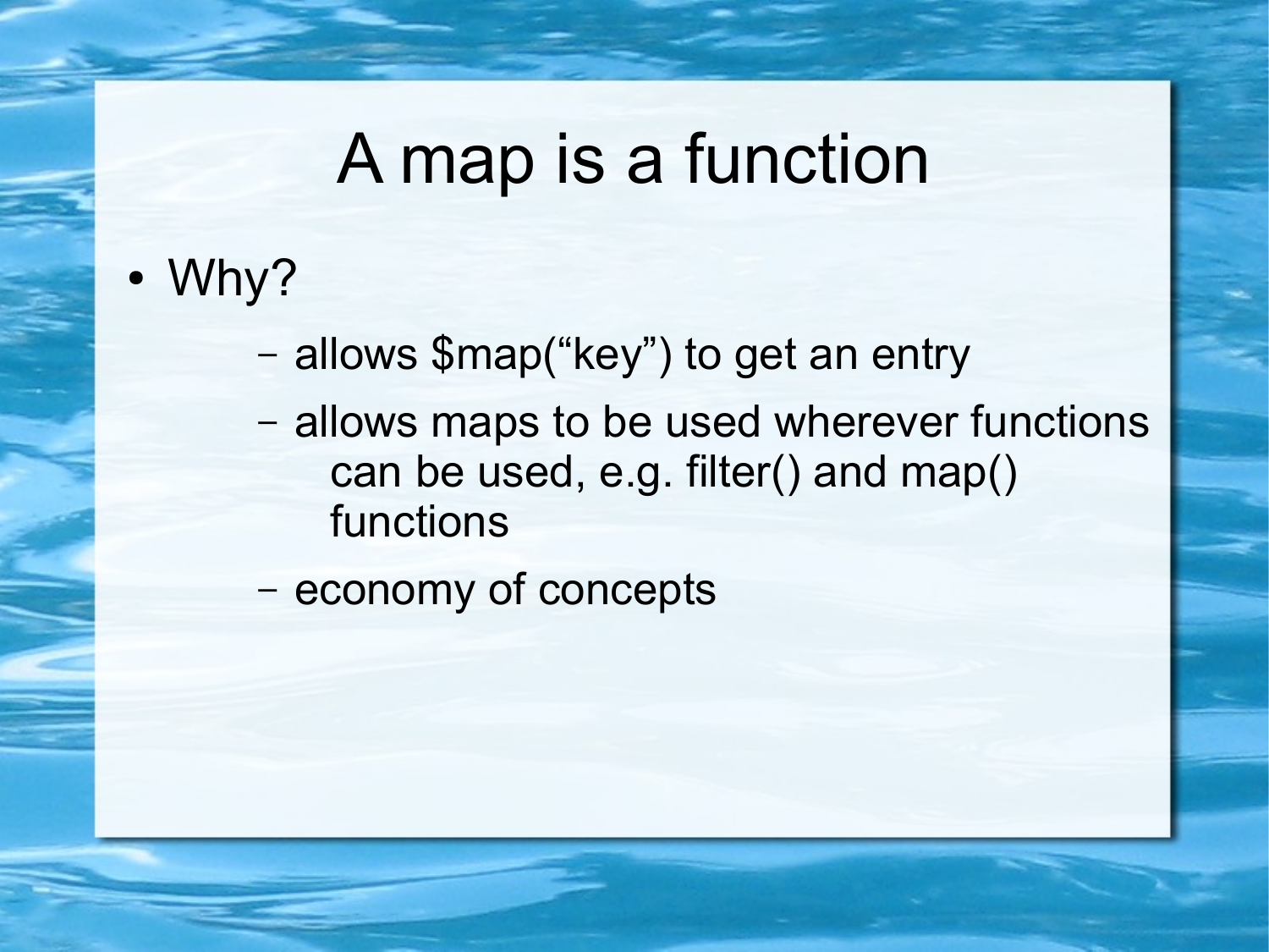# A map is a function

- Why?
  - allows $map(“key”) to get an entry
  - allows maps to be used wherever functions can be used, e.g. filter() and map() functions
  - economy of concepts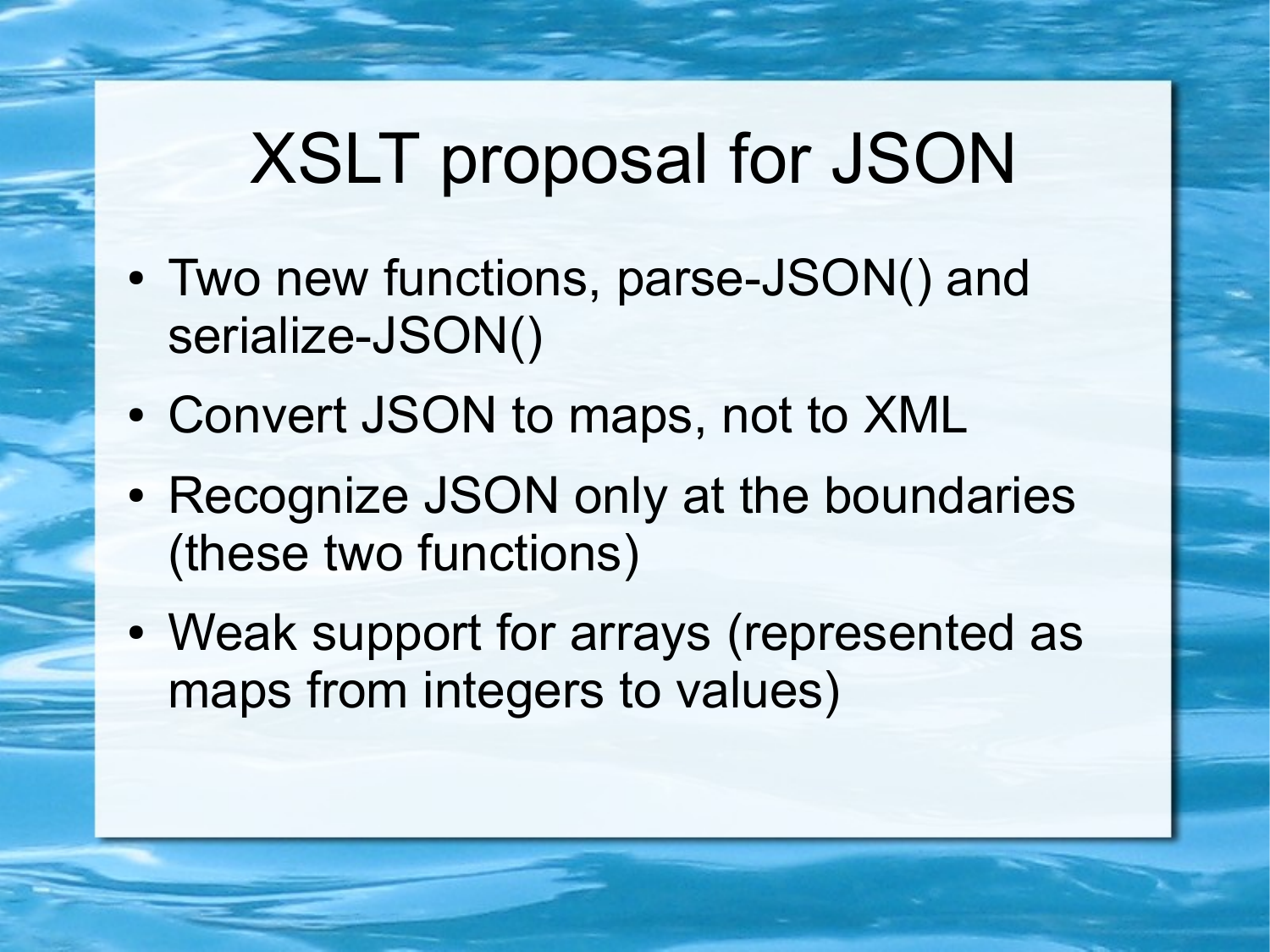# XSLT proposal for JSON

- Two new functions, parse-JSON() and serialize-JSON()
- Convert JSON to maps, not to XML
- Recognize JSON only at the boundaries (these two functions)
- Weak support for arrays (represented as maps from integers to values)